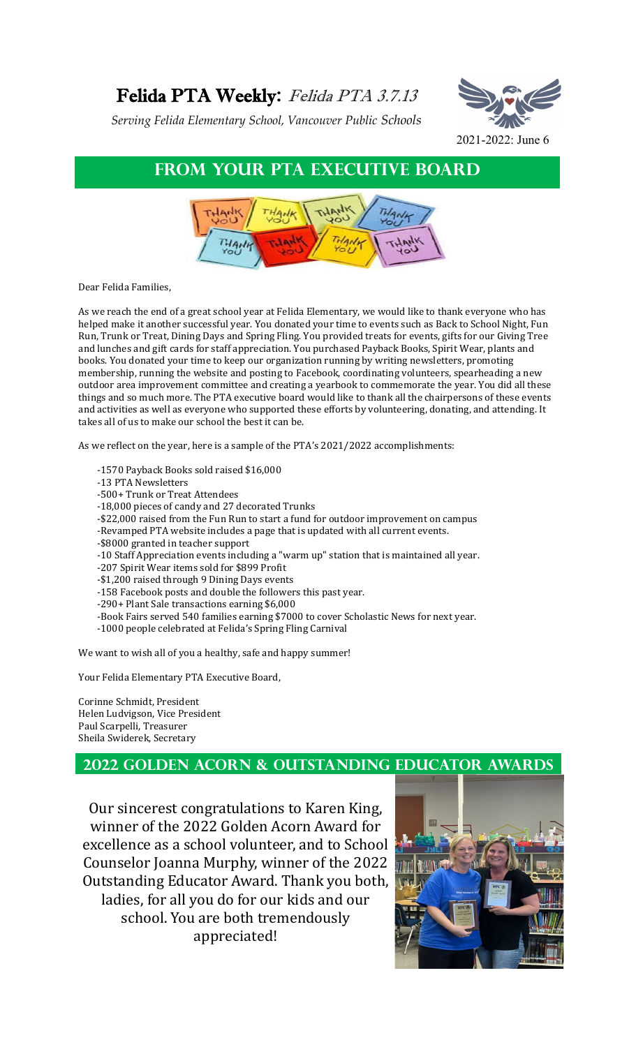# Felida PTA Weekly: *Felida PTA 3.7.13*

*Serving Felida Elementary School, Vancouver Public Schools*

2021-2022: June 6

## FROM YOUR PTA EXECUTIVE BOARD

Dear Felida Families,

As we reach the end of a great school year at Felida Elementary, we would like to thank everyone who has helped make it another successful year. You donated your time to events such as Back to School Night, Fun Run, Trunk or Treat, Dining Days and Spring Fling. You provided treats for events, gifts for our Giving Tree and lunches and gift cards for staff appreciation. You purchased Payback Books, Spirit Wear, plants and books. You donated your time to keep our organization running by writing newsletters, promoting membership, running the website and posting to Facebook, coordinating volunteers, spearheading a new outdoor area improvement committee and creating a yearbook to commemorate the year. You did all these things and so much more. The PTA executive board would like to thank all the chairpersons of these events and activities as well as everyone who supported these efforts by volunteering, donating, and attending. It takes all of us to make our school the best it can be.

As we reflect on the year, here is a sample of the PTA's 2021/2022 accomplishments:

- 1570 Payback Books sold raised $16,000
- 13 PTA Newsletters
- 500+ Trunk or Treat Attendees
- 18,000 pieces of candy and 27 decorated Trunks
- $22,000 raised from the Fun Run to start a fund for outdoor improvement on campus
- Revamped PTA website includes a page that is updated with all current events.
- $8000 granted in teacher support
- 10 Staff Appreciation events including a "warm up" station that is maintained all year.
- 207 Spirit Wear items sold for $899 Profit
- $1,200 raised through 9 Dining Days events
- 158 Facebook posts and double the followers this past year.
- 290+ Plant Sale transactions earning $6,000
- Book Fairs served 540 families earning $7000 to cover Scholastic News for next year.
- 1000 people celebrated at Felida's Spring Fling Carnival

We want to wish all of you a healthy, safe and happy summer!

Your Felida Elementary PTA Executive Board,

Corinne Schmidt, President
Helen Ludvigson, Vice President
Paul Scarpelli, Treasurer
Sheila Swiderek, Secretary

## 2022 GOLDEN ACORN & OUTSTANDING EDUCATOR AWARDS

Our sincerest congratulations to Karen King, winner of the 2022 Golden Acorn Award for excellence as a school volunteer, and to School Counselor Joanna Murphy, winner of the 2022 Outstanding Educator Award. Thank you both, ladies, for all you do for our kids and our school. You are both tremendously appreciated!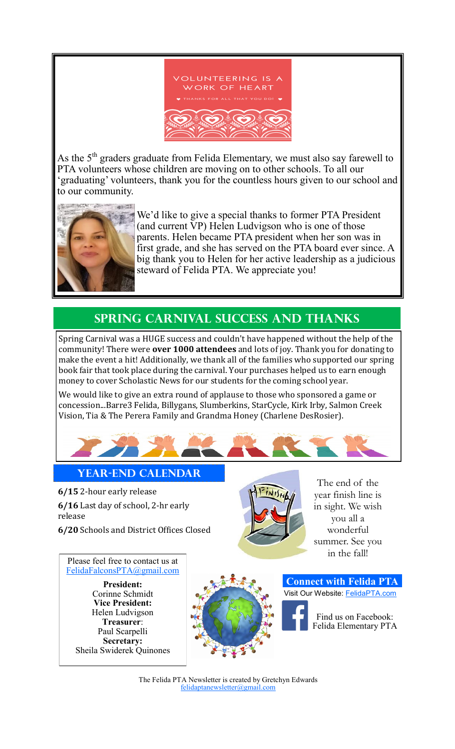VOLUNTEERING IS A WORK OF HEART

THANKS FOR ALL THAT YOU DO!

As the 5th graders graduate from Felida Elementary, we must also say farewell to PTA volunteers whose children are moving on to other schools. To all our 'graduating' volunteers, thank you for the countless hours given to our school and to our community.

We'd like to give a special thanks to former PTA President (and current VP) Helen Ludvigson who is one of those parents. Helen became PTA president when her son was in first grade, and she has served on the PTA board ever since. A big thank you to Helen for her active leadership as a judicious steward of Felida PTA. We appreciate you!

## SPRING CARNIVAL SUCCESS AND THANKS

Spring Carnival was a HUGE success and couldn't have happened without the help of the community! There were **over 1000 attendees** and lots of joy. Thank you for donating to make the event a hit! Additionally, we thank all of the families who supported our spring book fair that took place during the carnival. Your purchases helped us to earn enough money to cover Scholastic News for our students for the coming school year.

We would like to give an extra round of applause to those who sponsored a game or concession...Barre3 Felida, Billygans, Slumberkins, StarCycle, Kirk Irby, Salmon Creek Vision, Tia & The Perera Family and Grandma Honey (Charlene DesRosier).

## YEAR-END CALENDAR

**6/15** 2-hour early release

**6/16** Last day of school, 2-hr early release

**6/20** Schools and District Offices Closed

The end of the year finish line is in sight. We wish you all a wonderful summer. See you in the fall!

Please feel free to contact us at FelidaFalconsPTA@gmail.com

**President:**
Corinne Schmidt
**Vice President:**
Helen Ludvigson
**Treasurer**:
Paul Scarpelli
**Secretary:**
Sheila Swiderek Quinones

**Connect with Felida PTA**

Visit Our Website: FelidaPTA.com

Find us on Facebook: Felida Elementary PTA

The Felida PTA Newsletter is created by Gretchyn Edwards
felidaptanewsletter@gmail.com